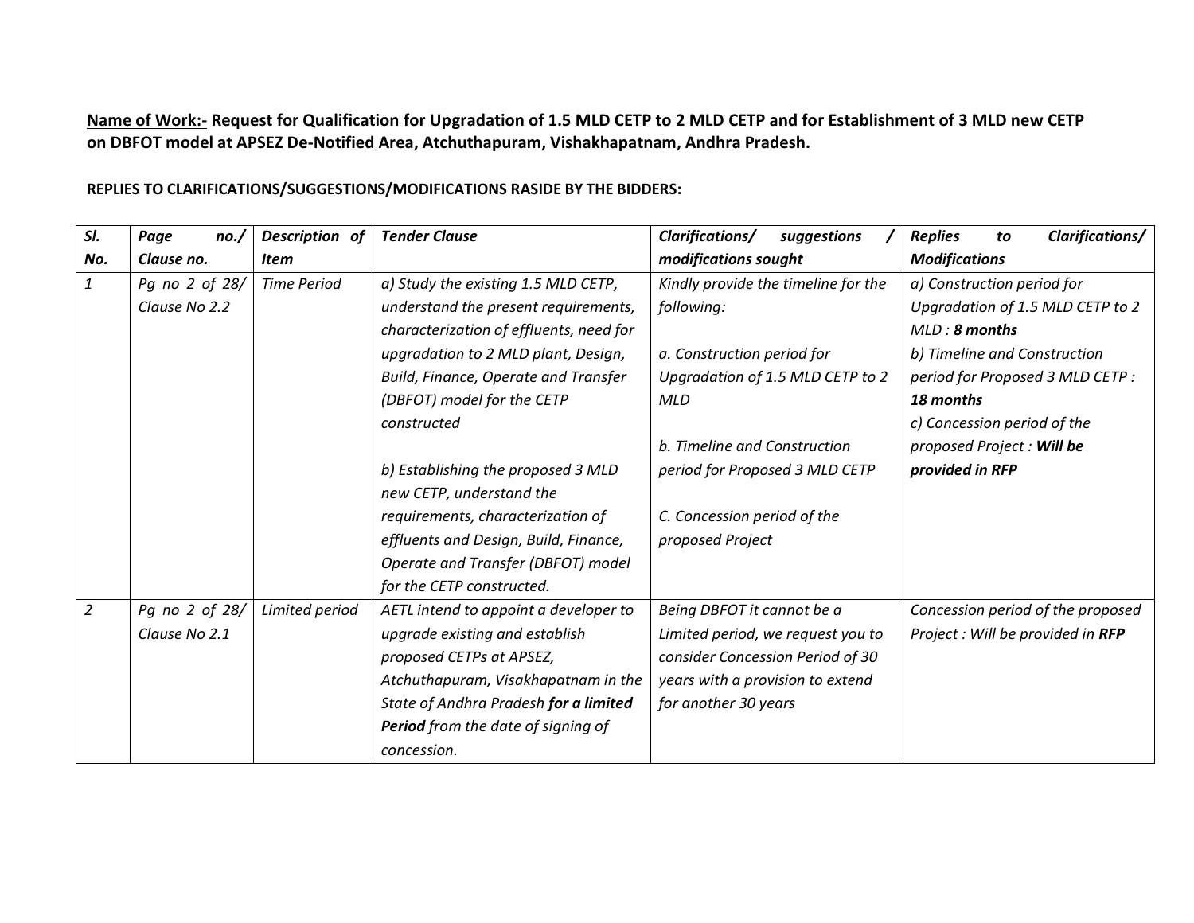**<u>Name of Work:-</u> Request for Qualification for Upgradation of 1.5 MLD CETP to 2 MLD CETP and for Establishment of 3 MLD new CETP on DBFOT model at APSEZ De-Notified Area, Atchuthapuram, Vishakhapatnam, Andhra Pradesh.**

**REPLIES TO CLARIFICATIONS/SUGGESTIONS/MODIFICATIONS RASIDE BY THE BIDDERS:**

| ***Sl. No.*** | ***Page no./ Clause no.*** | ***Description of Item*** | ***Tender Clause*** | ***Clarifications/ suggestions / modifications sought*** | ***Replies to Clarifications/ Modifications*** |
|---|---|---|---|---|---|
| *1* | *Pg no 2 of 28/ Clause No 2.2* | *Time Period* | *a) Study the existing 1.5 MLD CETP, understand the present requirements, characterization of effluents, need for upgradation to 2 MLD plant, Design, Build, Finance, Operate and Transfer (DBFOT) model for the CETP constructed*<br><br>*b) Establishing the proposed 3 MLD new CETP, understand the requirements, characterization of effluents and Design, Build, Finance, Operate and Transfer (DBFOT) model for the CETP constructed.* | *Kindly provide the timeline for the following:*<br><br>*a. Construction period for Upgradation of 1.5 MLD CETP to 2 MLD*<br><br>*b. Timeline and Construction period for Proposed 3 MLD CETP*<br><br>*C. Concession period of the proposed Project* | *a) Construction period for Upgradation of 1.5 MLD CETP to 2 MLD :* ***8 months***<br>*b) Timeline and Construction period for Proposed 3 MLD CETP :* ***18 months***<br>*c) Concession period of the proposed Project :* ***Will be provided in RFP*** |
| *2* | *Pg no 2 of 28/ Clause No 2.1* | *Limited period* | *AETL intend to appoint a developer to upgrade existing and establish proposed CETPs at APSEZ, Atchuthapuram, Visakhapatnam in the State of Andhra Pradesh* ***for a limited Period*** *from the date of signing of concession.* | *Being DBFOT it cannot be a Limited period, we request you to consider Concession Period of 30 years with a provision to extend for another 30 years* | *Concession period of the proposed Project : Will be provided in* ***RFP*** |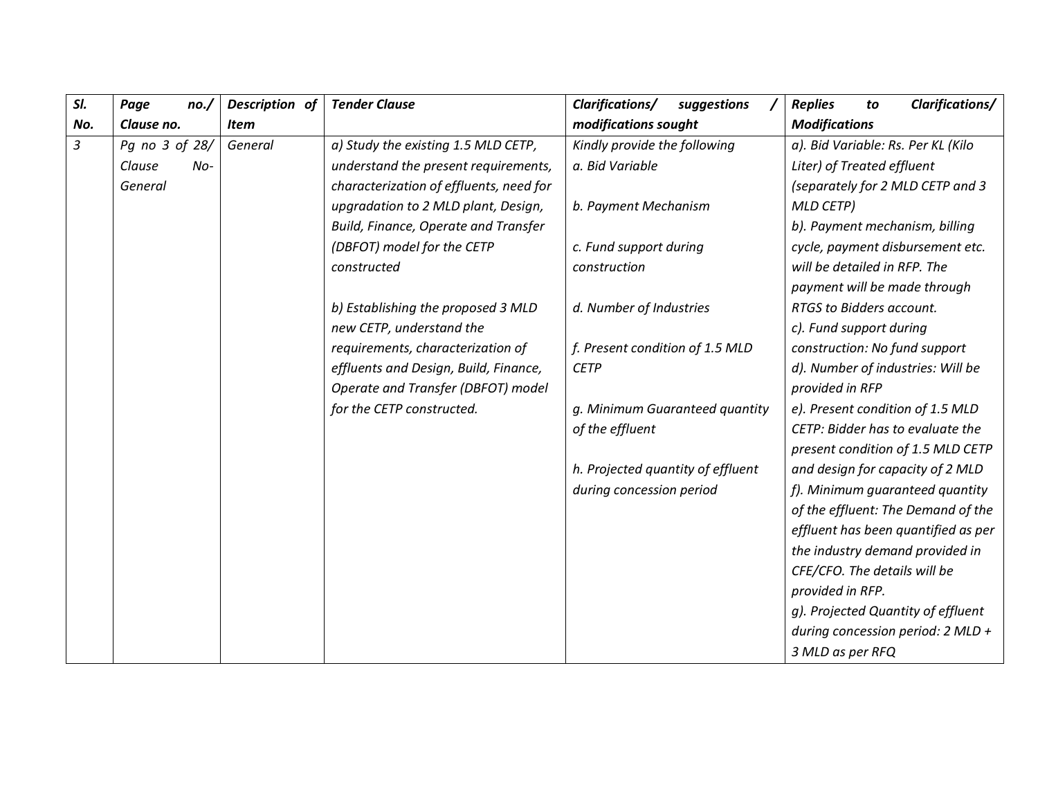| *Sl. No.* | *Page no./ Clause no.* | *Description of Item* | *Tender Clause* | *Clarifications/ suggestions / modifications sought* | *Replies to Clarifications/ Modifications* |
|---|---|---|---|---|---|
| *3* | *Pg no 3 of 28/ Clause No-General* | *General* | *a) Study the existing 1.5 MLD CETP, understand the present requirements, characterization of effluents, need for upgradation to 2 MLD plant, Design, Build, Finance, Operate and Transfer (DBFOT) model for the CETP constructed*<br><br>*b) Establishing the proposed 3 MLD new CETP, understand the requirements, characterization of effluents and Design, Build, Finance, Operate and Transfer (DBFOT) model for the CETP constructed.* | *Kindly provide the following*<br>*a. Bid Variable*<br><br>*b. Payment Mechanism*<br><br>*c. Fund support during construction*<br><br>*d. Number of Industries*<br><br>*f. Present condition of 1.5 MLD CETP*<br><br>*g. Minimum Guaranteed quantity of the effluent*<br><br>*h. Projected quantity of effluent during concession period* | *a). Bid Variable: Rs. Per KL (Kilo Liter) of Treated effluent (separately for 2 MLD CETP and 3 MLD CETP)*<br>*b). Payment mechanism, billing cycle, payment disbursement etc. will be detailed in RFP. The payment will be made through RTGS to Bidders account.*<br>*c). Fund support during construction: No fund support*<br>*d). Number of industries: Will be provided in RFP*<br>*e). Present condition of 1.5 MLD CETP: Bidder has to evaluate the present condition of 1.5 MLD CETP and design for capacity of 2 MLD*<br>*f). Minimum guaranteed quantity of the effluent: The Demand of the effluent has been quantified as per the industry demand provided in CFE/CFO. The details will be provided in RFP.*<br>*g). Projected Quantity of effluent during concession period: 2 MLD + 3 MLD as per RFQ* |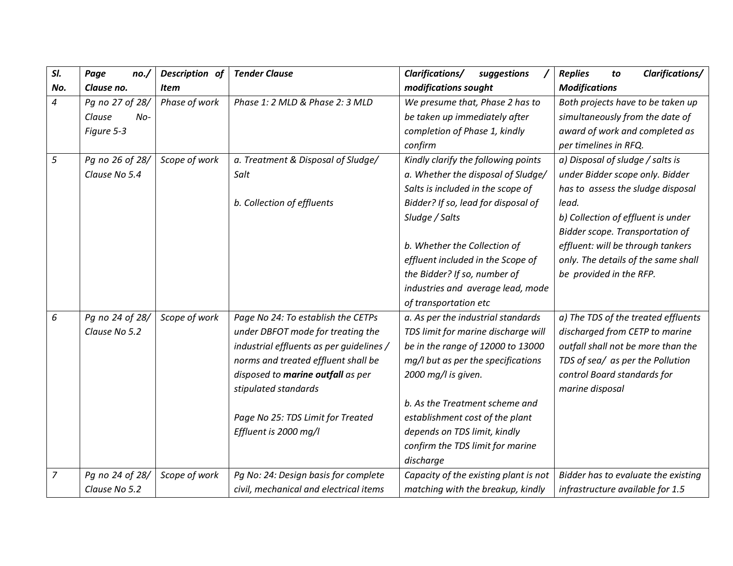| Sl. No. | Page no./ Clause no. | Description of Item | Tender Clause | Clarifications/ suggestions / modifications sought | Replies to Clarifications/ Modifications |
|---|---|---|---|---|---|
| *4* | *Pg no 27 of 28/ Clause No- Figure 5-3* | *Phase of work* | *Phase 1: 2 MLD & Phase 2: 3 MLD* | *We presume that, Phase 2 has to be taken up immediately after completion of Phase 1, kindly confirm* | *Both projects have to be taken up simultaneously from the date of award of work and completed as per timelines in RFQ.* |
| *5* | *Pg no 26 of 28/ Clause No 5.4* | *Scope of work* | *a. Treatment & Disposal of Sludge/ Salt*<br><br>*b. Collection of effluents* | *Kindly clarify the following points*<br>*a. Whether the disposal of Sludge/ Salts is included in the scope of Bidder? If so, lead for disposal of Sludge / Salts*<br><br>*b. Whether the Collection of effluent included in the Scope of the Bidder? If so, number of industries and average lead, mode of transportation etc* | *a) Disposal of sludge / salts is under Bidder scope only. Bidder has to assess the sludge disposal lead.*<br>*b) Collection of effluent is under Bidder scope. Transportation of effluent: will be through tankers only. The details of the same shall be provided in the RFP.* |
| *6* | *Pg no 24 of 28/ Clause No 5.2* | *Scope of work* | *Page No 24: To establish the CETPs under DBFOT mode for treating the industrial effluents as per guidelines / norms and treated effluent shall be disposed to **marine outfall** as per stipulated standards*<br><br>*Page No 25: TDS Limit for Treated Effluent is 2000 mg/l* | *a. As per the industrial standards TDS limit for marine discharge will be in the range of 12000 to 13000 mg/l but as per the specifications 2000 mg/l is given.*<br><br>*b. As the Treatment scheme and establishment cost of the plant depends on TDS limit, kindly confirm the TDS limit for marine discharge* | *a) The TDS of the treated effluents discharged from CETP to marine outfall shall not be more than the TDS of sea/ as per the Pollution control Board standards for marine disposal* |
| *7* | *Pg no 24 of 28/ Clause No 5.2* | *Scope of work* | *Pg No: 24: Design basis for complete civil, mechanical and electrical items* | *Capacity of the existing plant is not matching with the breakup, kindly* | *Bidder has to evaluate the existing infrastructure available for 1.5* |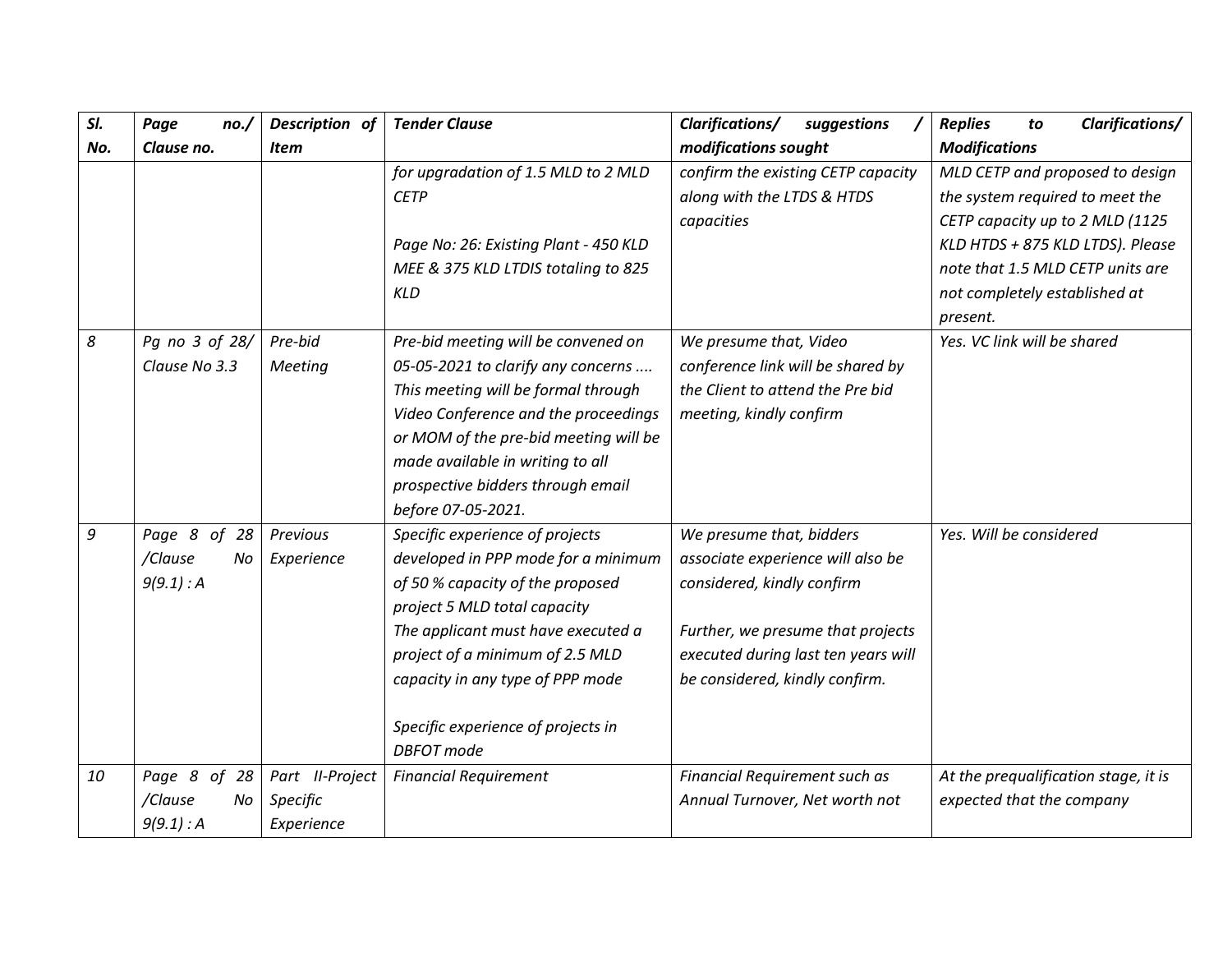| Sl. No. | Page no./ Clause no. | Description of Item | Tender Clause | Clarifications/ suggestions / modifications sought | Replies to Clarifications/ Modifications |
|---|---|---|---|---|---|
| | | | *for upgradation of 1.5 MLD to 2 MLD CETP*<br><br>*Page No: 26: Existing Plant - 450 KLD MEE & 375 KLD LTDIS totaling to 825 KLD* | *confirm the existing CETP capacity along with the LTDS & HTDS capacities* | *MLD CETP and proposed to design the system required to meet the CETP capacity up to 2 MLD (1125 KLD HTDS + 875 KLD LTDS). Please note that 1.5 MLD CETP units are not completely established at present.* |
| *8* | *Pg no 3 of 28/ Clause No 3.3* | *Pre-bid Meeting* | *Pre-bid meeting will be convened on 05-05-2021 to clarify any concerns .... This meeting will be formal through Video Conference and the proceedings or MOM of the pre-bid meeting will be made available in writing to all prospective bidders through email before 07-05-2021.* | *We presume that, Video conference link will be shared by the Client to attend the Pre bid meeting, kindly confirm* | *Yes. VC link will be shared* |
| *9* | *Page 8 of 28 /Clause No 9(9.1) : A* | *Previous Experience* | *Specific experience of projects developed in PPP mode for a minimum of 50 % capacity of the proposed project 5 MLD total capacity*<br>*The applicant must have executed a project of a minimum of 2.5 MLD capacity in any type of PPP mode*<br><br>*Specific experience of projects in DBFOT mode* | *We presume that, bidders associate experience will also be considered, kindly confirm*<br><br>*Further, we presume that projects executed during last ten years will be considered, kindly confirm.* | *Yes. Will be considered* |
| *10* | *Page 8 of 28 /Clause No 9(9.1) : A* | *Part II-Project Specific Experience* | *Financial Requirement* | *Financial Requirement such as Annual Turnover, Net worth not* | *At the prequalification stage, it is expected that the company* |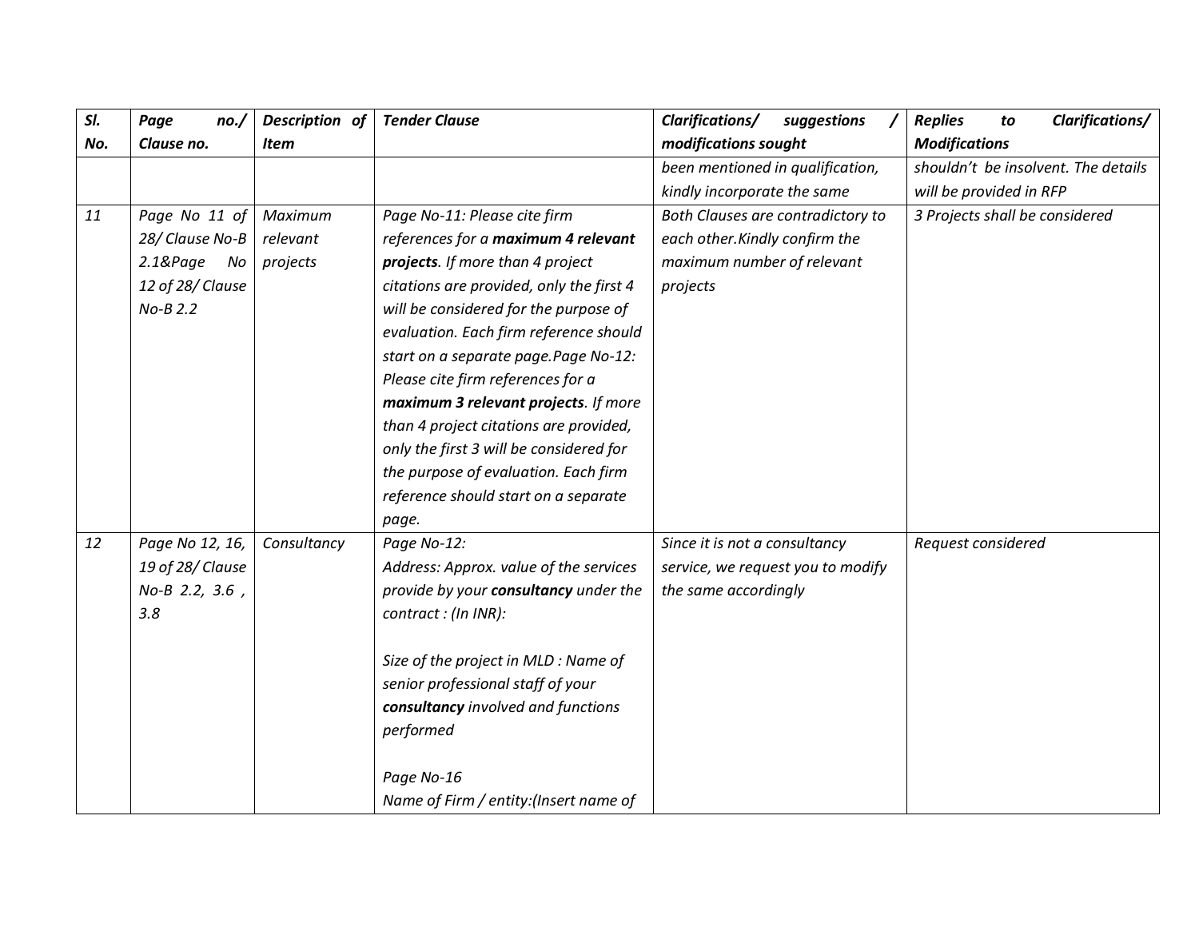| Sl. No. | Page no./ Clause no. | Description of Item | Tender Clause | Clarifications/ suggestions / modifications sought | Replies to Clarifications/ Modifications |
|---|---|---|---|---|---|
| | | | | *been mentioned in qualification, kindly incorporate the same* | *shouldn't be insolvent. The details will be provided in RFP* |
| *11* | *Page No 11 of 28/ Clause No-B 2.1&Page No 12 of 28/ Clause No-B 2.2* | *Maximum relevant projects* | *Page No-11: Please cite firm references for a* ***maximum 4 relevant projects****. If more than 4 project citations are provided, only the first 4 will be considered for the purpose of evaluation. Each firm reference should start on a separate page.Page No-12: Please cite firm references for a* ***maximum 3 relevant projects****. If more than 4 project citations are provided, only the first 3 will be considered for the purpose of evaluation. Each firm reference should start on a separate page.* | *Both Clauses are contradictory to each other.Kindly confirm the maximum number of relevant projects* | *3 Projects shall be considered* |
| *12* | *Page No 12, 16, 19 of 28/ Clause No-B 2.2, 3.6 , 3.8* | *Consultancy* | *Page No-12:*<br>*Address: Approx. value of the services provide by your* ***consultancy*** *under the contract : (In INR):*<br><br>*Size of the project in MLD : Name of senior professional staff of your* ***consultancy*** *involved and functions performed*<br><br>*Page No-16*<br>*Name of Firm / entity:(Insert name of* | *Since it is not a consultancy service, we request you to modify the same accordingly* | *Request considered* |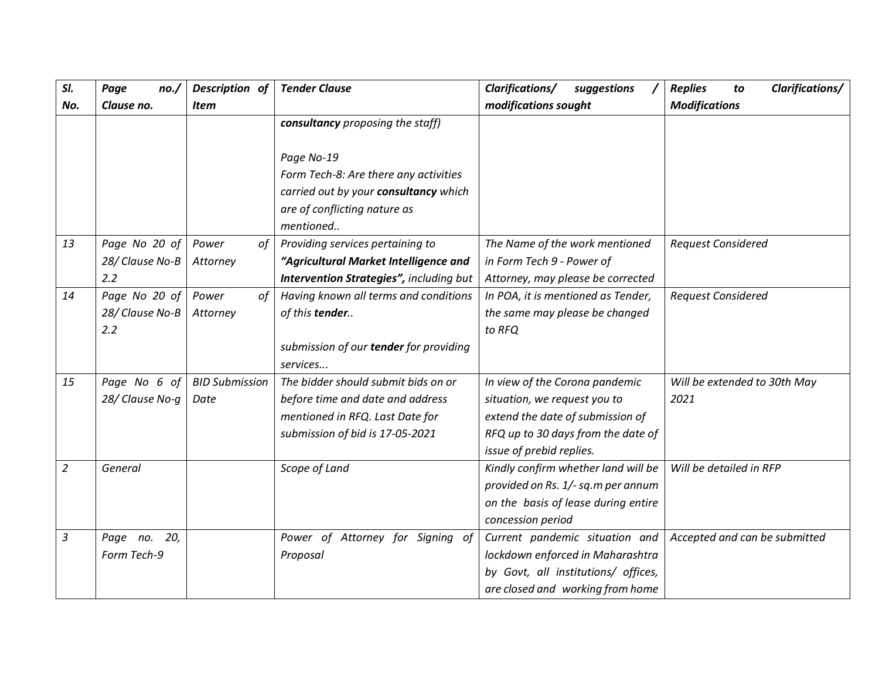| Sl. No. | Page no./ Clause no. | Description of Item | Tender Clause | Clarifications/ suggestions / modifications sought | Replies to Clarifications/ Modifications |
|---|---|---|---|---|---|
| | | | ***consultancy*** *proposing the staff)*<br><br>*Page No-19*<br>*Form Tech-8: Are there any activities carried out by your* ***consultancy*** *which are of conflicting nature as mentioned..* | | |
| *13* | *Page No 20 of 28/ Clause No-B 2.2* | *Power of Attorney* | *Providing services pertaining to* ***“Agricultural Market Intelligence and Intervention Strategies”,*** *including but* | *The Name of the work mentioned in Form Tech 9 - Power of Attorney, may please be corrected* | *Request Considered* |
| *14* | *Page No 20 of 28/ Clause No-B 2.2* | *Power of Attorney* | *Having known all terms and conditions of this* ***tender****..*<br><br>*submission of our* ***tender*** *for providing services...* | *In POA, it is mentioned as Tender, the same may please be changed to RFQ* | *Request Considered* |
| *15* | *Page No 6 of 28/ Clause No-g* | *BID Submission Date* | *The bidder should submit bids on or before time and date and address mentioned in RFQ. Last Date for submission of bid is 17-05-2021* | *In view of the Corona pandemic situation, we request you to extend the date of submission of RFQ up to 30 days from the date of issue of prebid replies.* | *Will be extended to 30th May 2021* |
| *2* | *General* | | *Scope of Land* | *Kindly confirm whether land will be provided on Rs. 1/- sq.m per annum on the basis of lease during entire concession period* | *Will be detailed in RFP* |
| *3* | *Page no. 20, Form Tech-9* | | *Power of Attorney for Signing of Proposal* | *Current pandemic situation and lockdown enforced in Maharashtra by Govt, all institutions/ offices, are closed and working from home* | *Accepted and can be submitted* |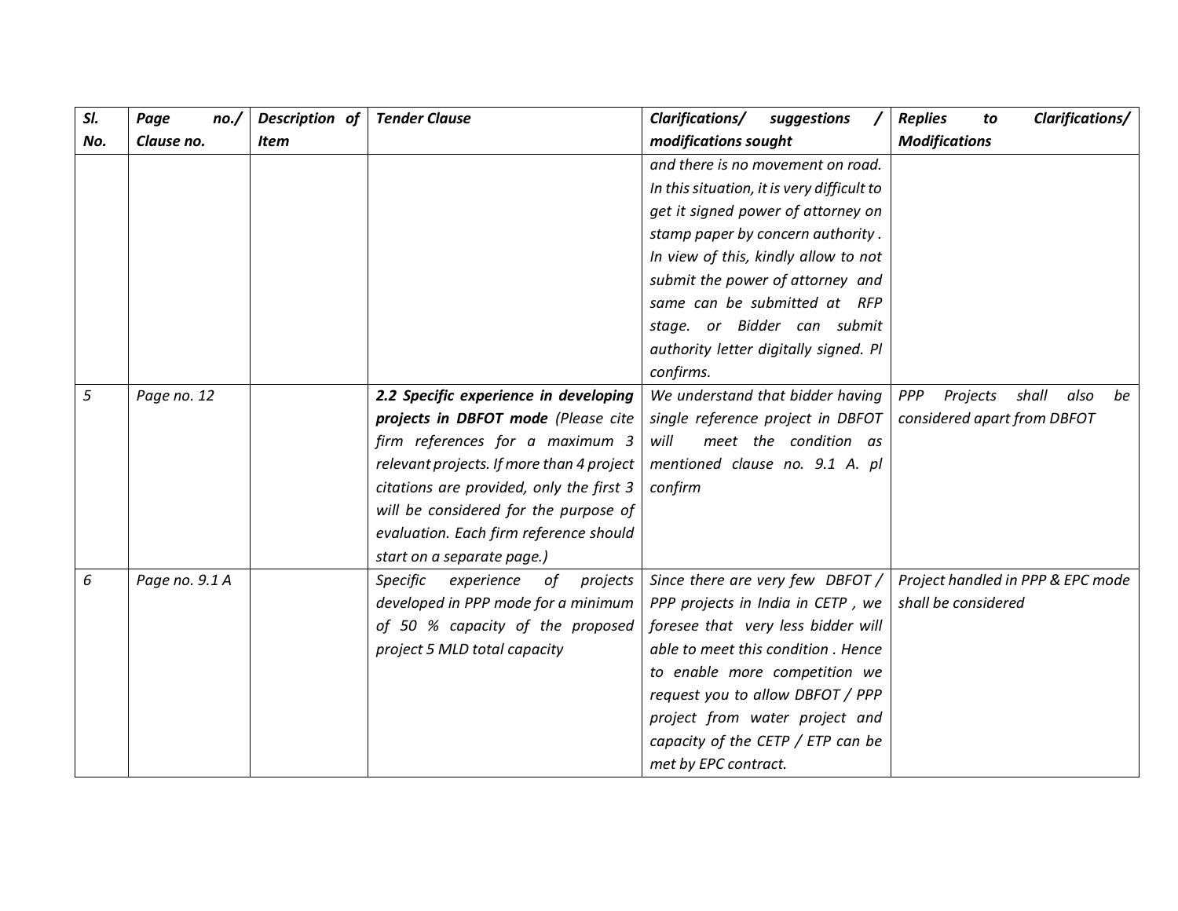| Sl. No. | Page no./ Clause no. | Description of Item | Tender Clause | Clarifications/ suggestions / modifications sought | Replies to Clarifications/ Modifications |
|---|---|---|---|---|---|
| | | | | *and there is no movement on road. In this situation, it is very difficult to get it signed power of attorney on stamp paper by concern authority . In view of this, kindly allow to not submit the power of attorney and same can be submitted at RFP stage. or Bidder can submit authority letter digitally signed. Pl confirms.* | |
| *5* | *Page no. 12* | | ***2.2 Specific experience in developing projects in DBFOT mode*** *(Please cite firm references for a maximum 3 relevant projects. If more than 4 project citations are provided, only the first 3 will be considered for the purpose of evaluation. Each firm reference should start on a separate page.)* | *We understand that bidder having single reference project in DBFOT will meet the condition as mentioned clause no. 9.1 A. pl confirm* | *PPP Projects shall also be considered apart from DBFOT* |
| *6* | *Page no. 9.1 A* | | *Specific experience of projects developed in PPP mode for a minimum of 50 % capacity of the proposed project 5 MLD total capacity* | *Since there are very few DBFOT / PPP projects in India in CETP , we foresee that very less bidder will able to meet this condition . Hence to enable more competition we request you to allow DBFOT / PPP project from water project and capacity of the CETP / ETP can be met by EPC contract.* | *Project handled in PPP & EPC mode shall be considered* |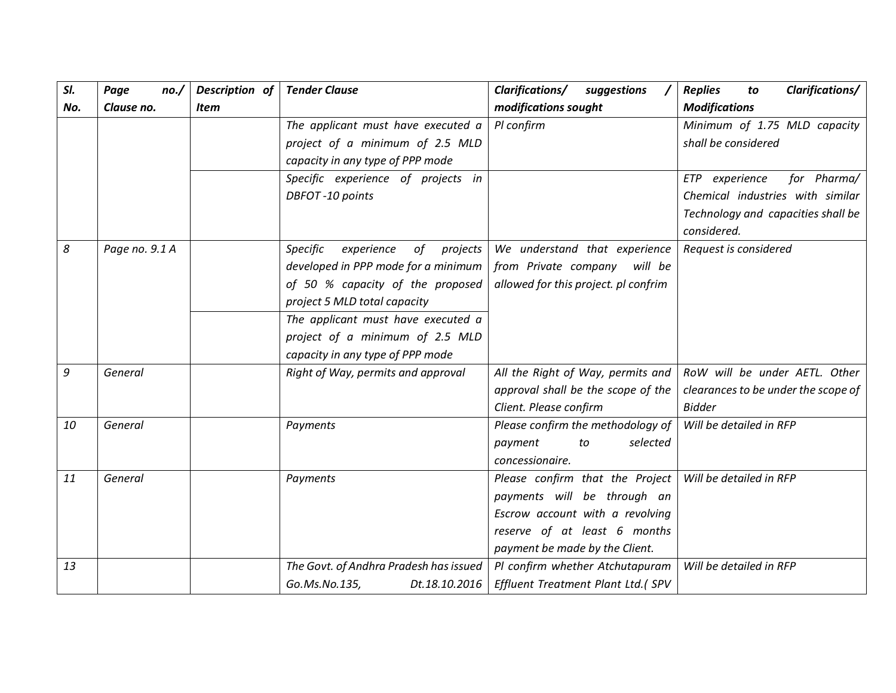| Sl. No. | Page no./ Clause no. | Description of Item | Tender Clause | Clarifications/ suggestions / modifications sought | Replies to Clarifications/ Modifications |
|---|---|---|---|---|---|
| | | | *The applicant must have executed a project of a minimum of 2.5 MLD capacity in any type of PPP mode* | *Pl confirm* | *Minimum of 1.75 MLD capacity shall be considered* |
| | | | *Specific experience of projects in DBFOT -10 points* | | *ETP experience for Pharma/ Chemical industries with similar Technology and capacities shall be considered.* |
| *8* | *Page no. 9.1 A* | | *Specific experience of projects developed in PPP mode for a minimum of 50 % capacity of the proposed project 5 MLD total capacity* | *We understand that experience from Private company will be allowed for this project. pl confrim* | *Request is considered* |
| | | | *The applicant must have executed a project of a minimum of 2.5 MLD capacity in any type of PPP mode* | | |
| *9* | *General* | | *Right of Way, permits and approval* | *All the Right of Way, permits and approval shall be the scope of the Client. Please confirm* | *RoW will be under AETL. Other clearances to be under the scope of Bidder* |
| *10* | *General* | | *Payments* | *Please confirm the methodology of payment to selected concessionaire.* | *Will be detailed in RFP* |
| *11* | *General* | | *Payments* | *Please confirm that the Project payments will be through an Escrow account with a revolving reserve of at least 6 months payment be made by the Client.* | *Will be detailed in RFP* |
| *13* | | | *The Govt. of Andhra Pradesh has issued Go.Ms.No.135, Dt.18.10.2016* | *Pl confirm whether Atchutapuram Effluent Treatment Plant Ltd.( SPV* | *Will be detailed in RFP* |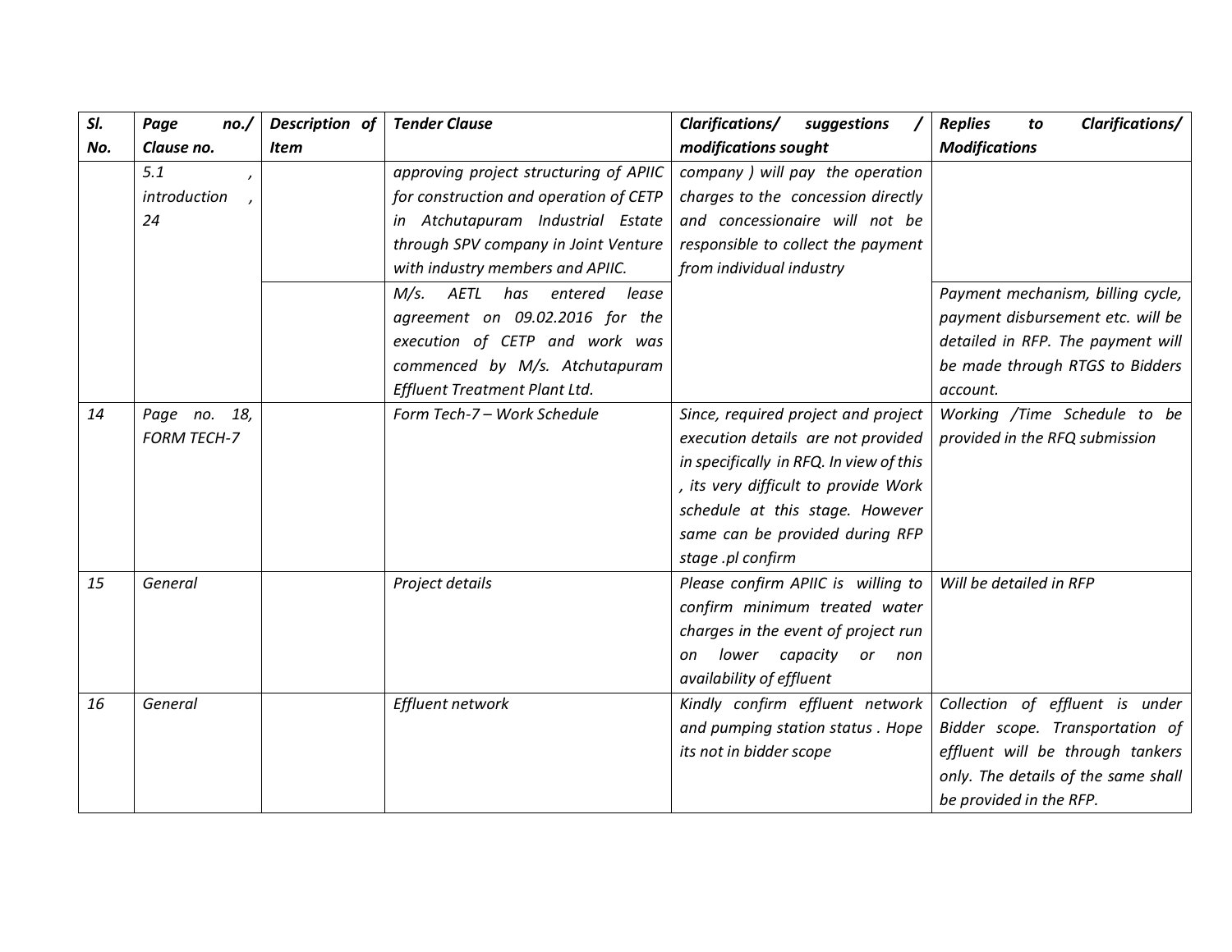| Sl. No. | Page no./ Clause no. | Description of Item | Tender Clause | Clarifications/ suggestions / modifications sought | Replies to Clarifications/ Modifications |
|---|---|---|---|---|---|
| | 5.1 , introduction , 24 | | approving project structuring of APIIC for construction and operation of CETP in Atchutapuram Industrial Estate through SPV company in Joint Venture with industry members and APIIC. | company ) will pay the operation charges to the concession directly and concessionaire will not be responsible to collect the payment from individual industry | |
| | | | M/s. AETL has entered lease agreement on 09.02.2016 for the execution of CETP and work was commenced by M/s. Atchutapuram Effluent Treatment Plant Ltd. | | Payment mechanism, billing cycle, payment disbursement etc. will be detailed in RFP. The payment will be made through RTGS to Bidders account. |
| 14 | Page no. 18, FORM TECH-7 | | Form Tech-7 – Work Schedule | Since, required project and project execution details are not provided in specifically in RFQ. In view of this , its very difficult to provide Work schedule at this stage. However same can be provided during RFP stage .pl confirm | Working /Time Schedule to be provided in the RFQ submission |
| 15 | General | | Project details | Please confirm APIIC is willing to confirm minimum treated water charges in the event of project run on lower capacity or non availability of effluent | Will be detailed in RFP |
| 16 | General | | Effluent network | Kindly confirm effluent network and pumping station status . Hope its not in bidder scope | Collection of effluent is under Bidder scope. Transportation of effluent will be through tankers only. The details of the same shall be provided in the RFP. |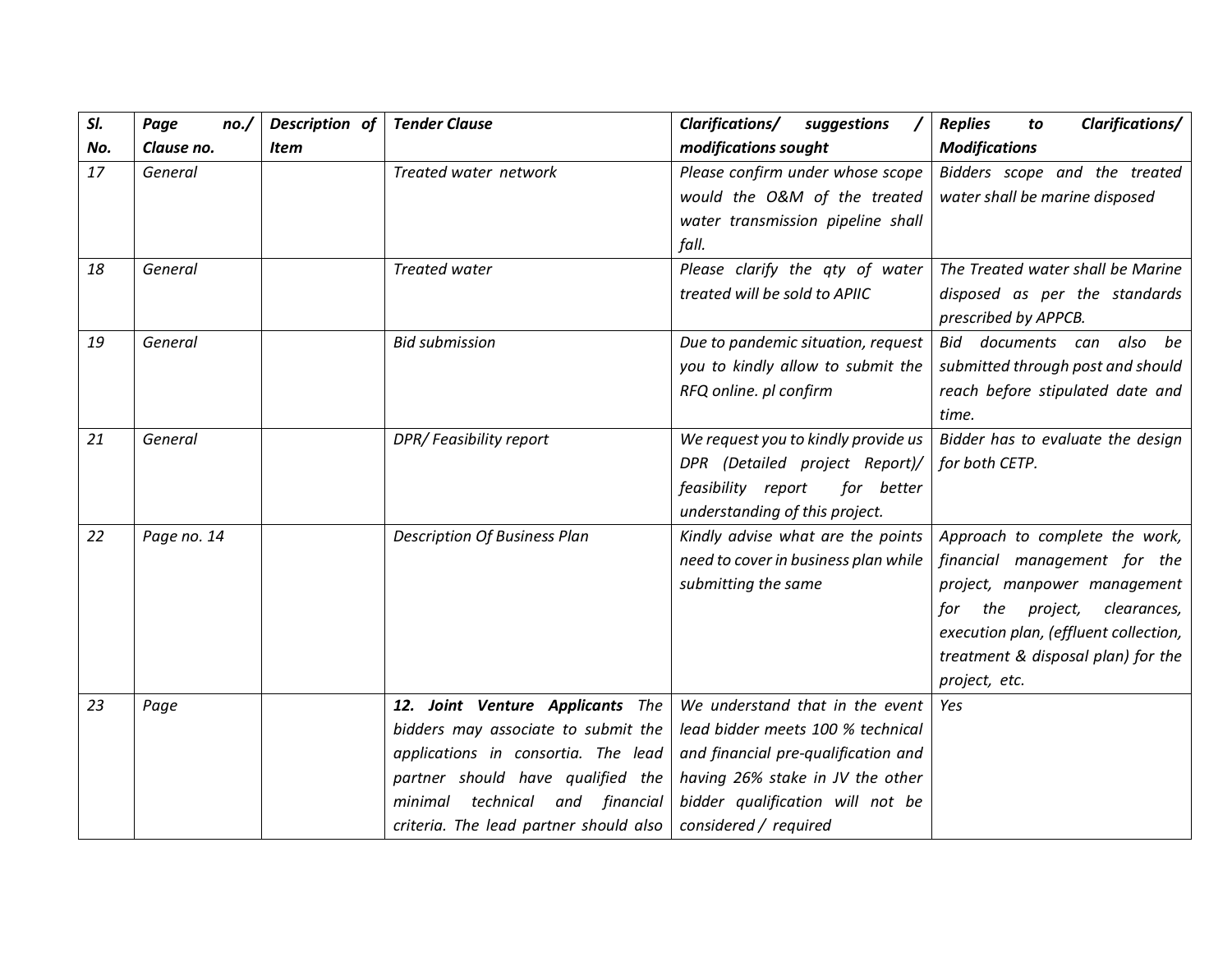| Sl. No. | Page no./ Clause no. | Description of Item | Tender Clause | Clarifications/ suggestions / modifications sought | Replies to Clarifications/ Modifications |
|---|---|---|---|---|---|
| 17 | General | | Treated water network | Please confirm under whose scope would the O&M of the treated water transmission pipeline shall fall. | Bidders scope and the treated water shall be marine disposed |
| 18 | General | | Treated water | Please clarify the qty of water treated will be sold to APIIC | The Treated water shall be Marine disposed as per the standards prescribed by APPCB. |
| 19 | General | | Bid submission | Due to pandemic situation, request you to kindly allow to submit the RFQ online. pl confirm | Bid documents can also be submitted through post and should reach before stipulated date and time. |
| 21 | General | | DPR/ Feasibility report | We request you to kindly provide us DPR (Detailed project Report)/ feasibility report for better understanding of this project. | Bidder has to evaluate the design for both CETP. |
| 22 | Page no. 14 | | Description Of Business Plan | Kindly advise what are the points need to cover in business plan while submitting the same | Approach to complete the work, financial management for the project, manpower management for the project, clearances, execution plan, (effluent collection, treatment & disposal plan) for the project, etc. |
| 23 | Page | | **12. Joint Venture Applicants** The bidders may associate to submit the applications in consortia. The lead partner should have qualified the minimal technical and financial criteria. The lead partner should also | We understand that in the event lead bidder meets 100 % technical and financial pre-qualification and having 26% stake in JV the other bidder qualification will not be considered / required | Yes |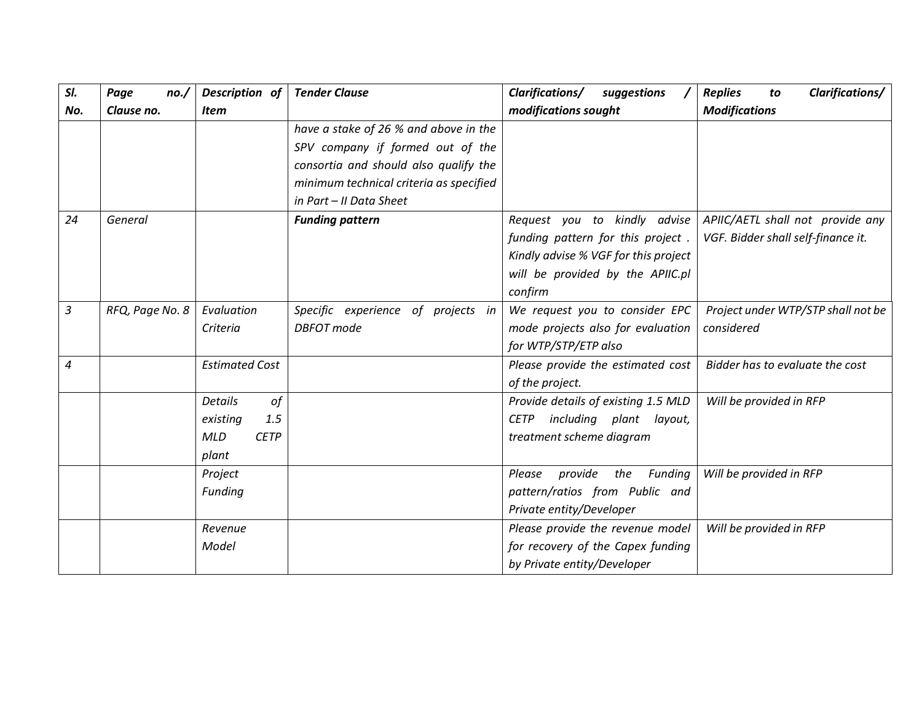| Sl. No. | Page no./ Clause no. | Description of Item | Tender Clause | Clarifications/ suggestions / modifications sought | Replies to Clarifications/ Modifications |
|---|---|---|---|---|---|
| | | | *have a stake of 26 % and above in the SPV company if formed out of the consortia and should also qualify the minimum technical criteria as specified in Part – II Data Sheet* | | |
| *24* | *General* | | ***Funding pattern*** | *Request you to kindly advise funding pattern for this project . Kindly advise % VGF for this project will be provided by the APIIC.pl confirm* | *APIIC/AETL shall not provide any VGF. Bidder shall self-finance it.* |
| *3* | *RFQ, Page No. 8* | *Evaluation Criteria* | *Specific experience of projects in DBFOT mode* | *We request you to consider EPC mode projects also for evaluation for WTP/STP/ETP also* | *Project under WTP/STP shall not be considered* |
| *4* | | *Estimated Cost* | | *Please provide the estimated cost of the project.* | *Bidder has to evaluate the cost* |
| | | *Details of existing 1.5 MLD CETP plant* | | *Provide details of existing 1.5 MLD CETP including plant layout, treatment scheme diagram* | *Will be provided in RFP* |
| | | *Project Funding* | | *Please provide the Funding pattern/ratios from Public and Private entity/Developer* | *Will be provided in RFP* |
| | | *Revenue Model* | | *Please provide the revenue model for recovery of the Capex funding by Private entity/Developer* | *Will be provided in RFP* |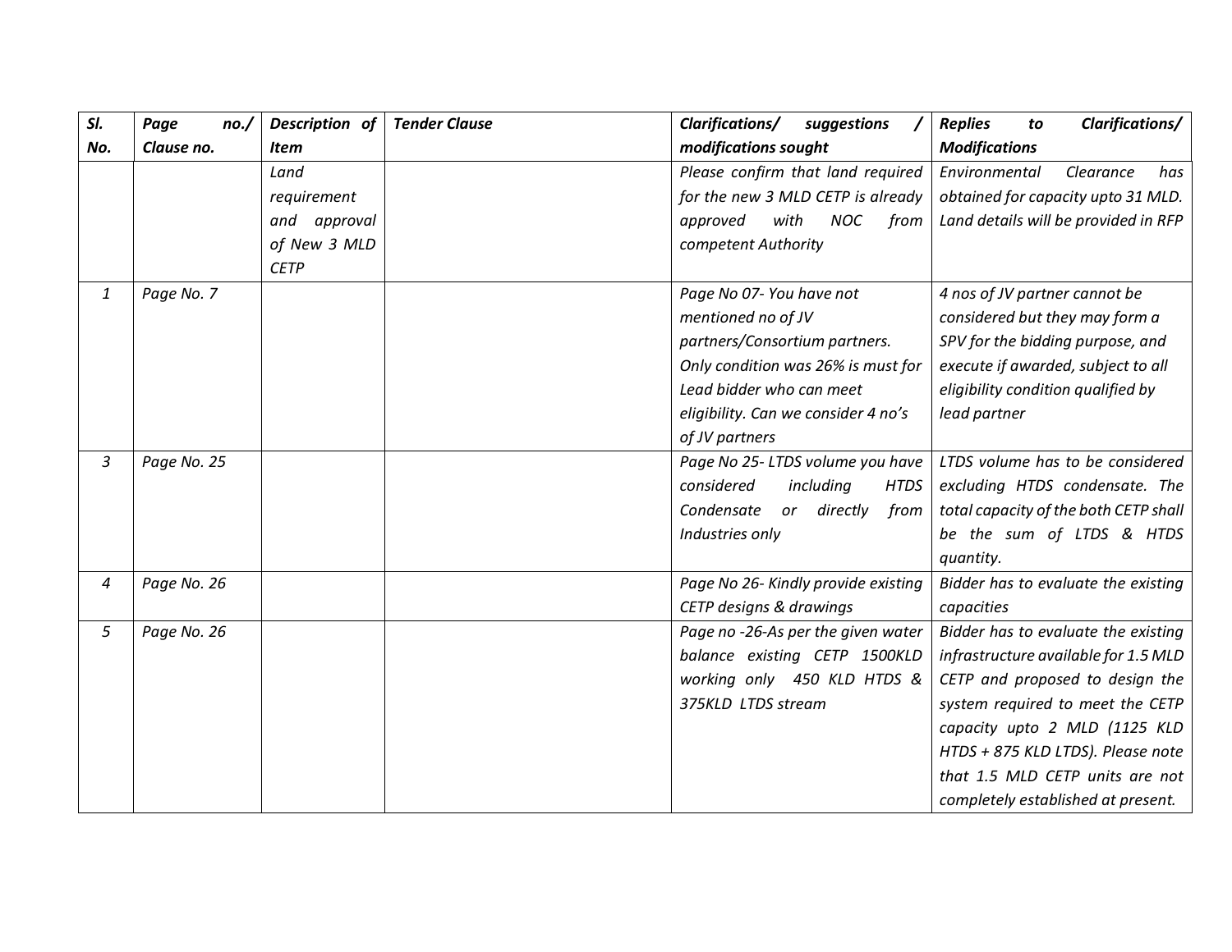| Sl. No. | Page no./ Clause no. | Description of Item | Tender Clause | Clarifications/ suggestions / modifications sought | Replies to Clarifications/ Modifications |
|---|---|---|---|---|---|
| | | Land requirement and approval of New 3 MLD CETP | | Please confirm that land required for the new 3 MLD CETP is already approved with NOC from competent Authority | Environmental Clearance has obtained for capacity upto 31 MLD. Land details will be provided in RFP |
| 1 | Page No. 7 | | | Page No 07- You have not mentioned no of JV partners/Consortium partners. Only condition was 26% is must for Lead bidder who can meet eligibility. Can we consider 4 no's of JV partners | 4 nos of JV partner cannot be considered but they may form a SPV for the bidding purpose, and execute if awarded, subject to all eligibility condition qualified by lead partner |
| 3 | Page No. 25 | | | Page No 25- LTDS volume you have considered including HTDS Condensate or directly from Industries only | LTDS volume has to be considered excluding HTDS condensate. The total capacity of the both CETP shall be the sum of LTDS & HTDS quantity. |
| 4 | Page No. 26 | | | Page No 26- Kindly provide existing CETP designs & drawings | Bidder has to evaluate the existing capacities |
| 5 | Page No. 26 | | | Page no -26-As per the given water balance existing CETP 1500KLD working only 450 KLD HTDS & 375KLD LTDS stream | Bidder has to evaluate the existing infrastructure available for 1.5 MLD CETP and proposed to design the system required to meet the CETP capacity upto 2 MLD (1125 KLD HTDS + 875 KLD LTDS). Please note that 1.5 MLD CETP units are not completely established at present. |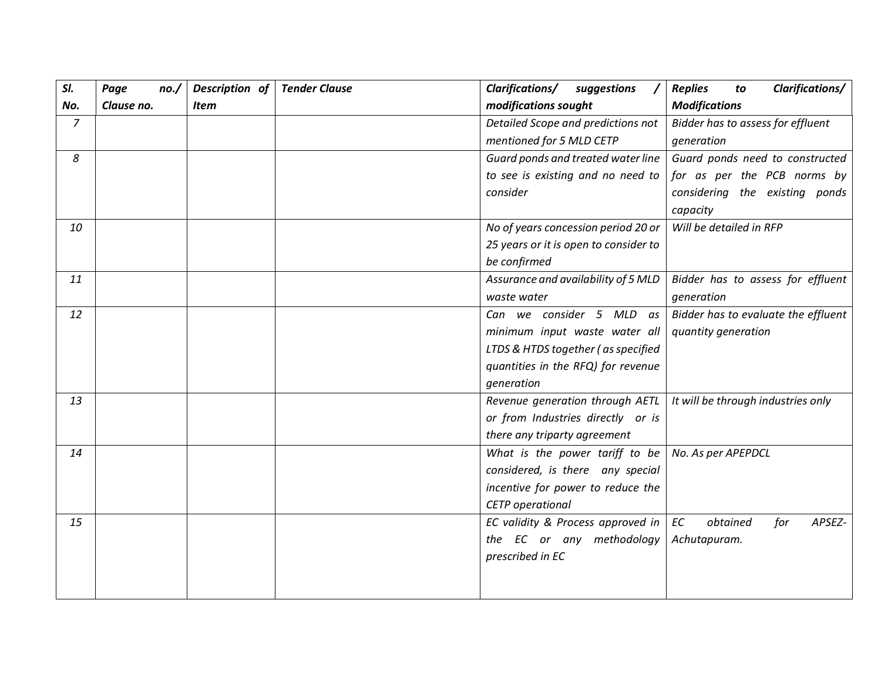| *Sl. No.* | *Page no./ Clause no.* | *Description of Item* | *Tender Clause* | *Clarifications/ suggestions / modifications sought* | *Replies to Clarifications/ Modifications* |
|---|---|---|---|---|---|
| *7* | | | | *Detailed Scope and predictions not mentioned for 5 MLD CETP* | *Bidder has to assess for effluent generation* |
| *8* | | | | *Guard ponds and treated water line to see is existing and no need to consider* | *Guard ponds need to constructed for as per the PCB norms by considering the existing ponds capacity* |
| *10* | | | | *No of years concession period 20 or 25 years or it is open to consider to be confirmed* | *Will be detailed in RFP* |
| *11* | | | | *Assurance and availability of 5 MLD waste water* | *Bidder has to assess for effluent generation* |
| *12* | | | | *Can we consider 5 MLD as minimum input waste water all LTDS & HTDS together ( as specified quantities in the RFQ) for revenue generation* | *Bidder has to evaluate the effluent quantity generation* |
| *13* | | | | *Revenue generation through AETL or from Industries directly or is there any triparty agreement* | *It will be through industries only* |
| *14* | | | | *What is the power tariff to be considered, is there any special incentive for power to reduce the CETP operational* | *No. As per APEPDCL* |
| *15* | | | | *EC validity & Process approved in the EC or any methodology prescribed in EC* | *EC obtained for APSEZ-Achutapuram.* |